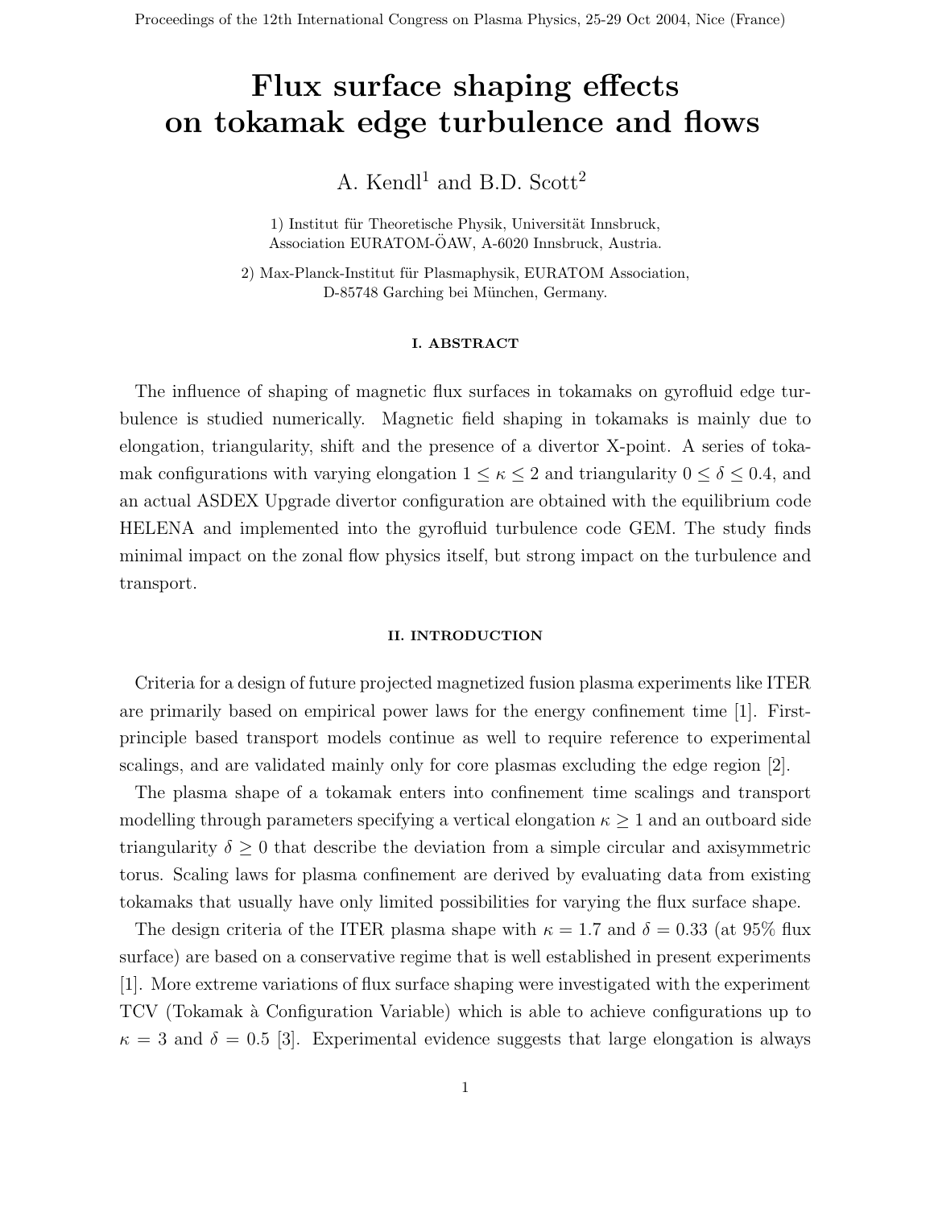# Flux surface shaping effects on tokamak edge turbulence and flows

A. Kendl[1] and B.D. Scott[2]

1) Institut für Theoretische Physik, Universität Innsbruck, Association EURATOM-ÖAW, A-6020 Innsbruck, Austria.

2) Max-Planck-Institut für Plasmaphysik, EURATOM Association, D-85748 Garching bei München, Germany.

## I. ABSTRACT

The influence of shaping of magnetic flux surfaces in tokamaks on gyrofluid edge turbulence is studied numerically. Magnetic field shaping in tokamaks is mainly due to elongation, triangularity, shift and the presence of a divertor X-point. A series of tokamak configurations with varying elongation $1 \leq \kappa \leq 2$ and triangularity $0 \leq \delta \leq 0.4$, and an actual ASDEX Upgrade divertor configuration are obtained with the equilibrium code HELENA and implemented into the gyrofluid turbulence code GEM. The study finds minimal impact on the zonal flow physics itself, but strong impact on the turbulence and transport.

## II. INTRODUCTION

Criteria for a design of future projected magnetized fusion plasma experiments like ITER are primarily based on empirical power laws for the energy confinement time [1]. First-principle based transport models continue as well to require reference to experimental scalings, and are validated mainly only for core plasmas excluding the edge region [2].

The plasma shape of a tokamak enters into confinement time scalings and transport modelling through parameters specifying a vertical elongation $\kappa \geq 1$ and an outboard side triangularity $\delta \geq 0$ that describe the deviation from a simple circular and axisymmetric torus. Scaling laws for plasma confinement are derived by evaluating data from existing tokamaks that usually have only limited possibilities for varying the flux surface shape.

The design criteria of the ITER plasma shape with $\kappa = 1.7$ and $\delta = 0.33$ (at 95% flux surface) are based on a conservative regime that is well established in present experiments [1]. More extreme variations of flux surface shaping were investigated with the experiment TCV (Tokamak à Configuration Variable) which is able to achieve configurations up to $\kappa = 3$ and $\delta = 0.5$ [3]. Experimental evidence suggests that large elongation is always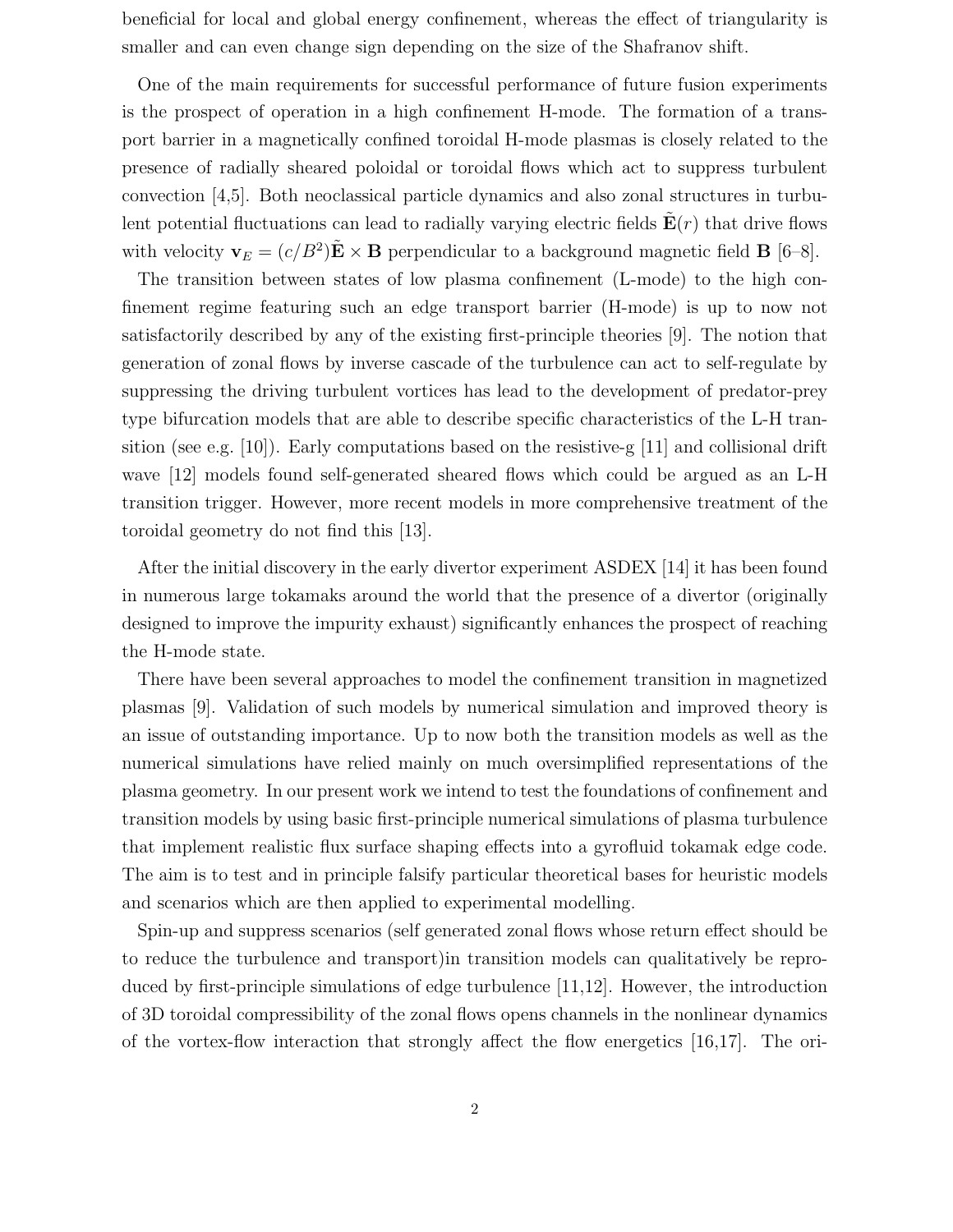beneficial for local and global energy confinement, whereas the effect of triangularity is smaller and can even change sign depending on the size of the Shafranov shift.

One of the main requirements for successful performance of future fusion experiments is the prospect of operation in a high confinement H-mode. The formation of a transport barrier in a magnetically confined toroidal H-mode plasmas is closely related to the presence of radially sheared poloidal or toroidal flows which act to suppress turbulent convection [4,5]. Both neoclassical particle dynamics and also zonal structures in turbulent potential fluctuations can lead to radially varying electric fields $\tilde{\mathbf{E}}(r)$ that drive flows with velocity $\mathbf{v}_E = (c/B^2)\tilde{\mathbf{E}} \times \mathbf{B}$ perpendicular to a background magnetic field $\mathbf{B}$ [6–8].

The transition between states of low plasma confinement (L-mode) to the high confinement regime featuring such an edge transport barrier (H-mode) is up to now not satisfactorily described by any of the existing first-principle theories [9]. The notion that generation of zonal flows by inverse cascade of the turbulence can act to self-regulate by suppressing the driving turbulent vortices has lead to the development of predator-prey type bifurcation models that are able to describe specific characteristics of the L-H transition (see e.g. [10]). Early computations based on the resistive-g [11] and collisional drift wave [12] models found self-generated sheared flows which could be argued as an L-H transition trigger. However, more recent models in more comprehensive treatment of the toroidal geometry do not find this [13].

After the initial discovery in the early divertor experiment ASDEX [14] it has been found in numerous large tokamaks around the world that the presence of a divertor (originally designed to improve the impurity exhaust) significantly enhances the prospect of reaching the H-mode state.

There have been several approaches to model the confinement transition in magnetized plasmas [9]. Validation of such models by numerical simulation and improved theory is an issue of outstanding importance. Up to now both the transition models as well as the numerical simulations have relied mainly on much oversimplified representations of the plasma geometry. In our present work we intend to test the foundations of confinement and transition models by using basic first-principle numerical simulations of plasma turbulence that implement realistic flux surface shaping effects into a gyrofluid tokamak edge code. The aim is to test and in principle falsify particular theoretical bases for heuristic models and scenarios which are then applied to experimental modelling.

Spin-up and suppress scenarios (self generated zonal flows whose return effect should be to reduce the turbulence and transport)in transition models can qualitatively be reproduced by first-principle simulations of edge turbulence [11,12]. However, the introduction of 3D toroidal compressibility of the zonal flows opens channels in the nonlinear dynamics of the vortex-flow interaction that strongly affect the flow energetics [16,17]. The ori-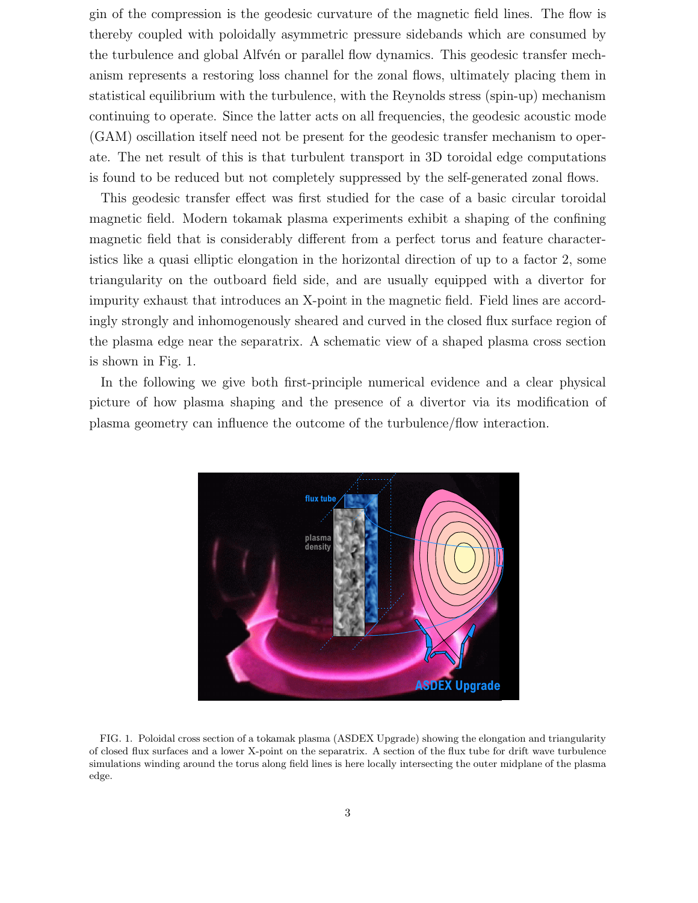gin of the compression is the geodesic curvature of the magnetic field lines. The flow is thereby coupled with poloidally asymmetric pressure sidebands which are consumed by the turbulence and global Alfvén or parallel flow dynamics. This geodesic transfer mechanism represents a restoring loss channel for the zonal flows, ultimately placing them in statistical equilibrium with the turbulence, with the Reynolds stress (spin-up) mechanism continuing to operate. Since the latter acts on all frequencies, the geodesic acoustic mode (GAM) oscillation itself need not be present for the geodesic transfer mechanism to operate. The net result of this is that turbulent transport in 3D toroidal edge computations is found to be reduced but not completely suppressed by the self-generated zonal flows.

This geodesic transfer effect was first studied for the case of a basic circular toroidal magnetic field. Modern tokamak plasma experiments exhibit a shaping of the confining magnetic field that is considerably different from a perfect torus and feature characteristics like a quasi elliptic elongation in the horizontal direction of up to a factor 2, some triangularity on the outboard field side, and are usually equipped with a divertor for impurity exhaust that introduces an X-point in the magnetic field. Field lines are accordingly strongly and inhomogenously sheared and curved in the closed flux surface region of the plasma edge near the separatrix. A schematic view of a shaped plasma cross section is shown in Fig. 1.

In the following we give both first-principle numerical evidence and a clear physical picture of how plasma shaping and the presence of a divertor via its modification of plasma geometry can influence the outcome of the turbulence/flow interaction.

FIG. 1. Poloidal cross section of a tokamak plasma (ASDEX Upgrade) showing the elongation and triangularity of closed flux surfaces and a lower X-point on the separatrix. A section of the flux tube for drift wave turbulence simulations winding around the torus along field lines is here locally intersecting the outer midplane of the plasma edge.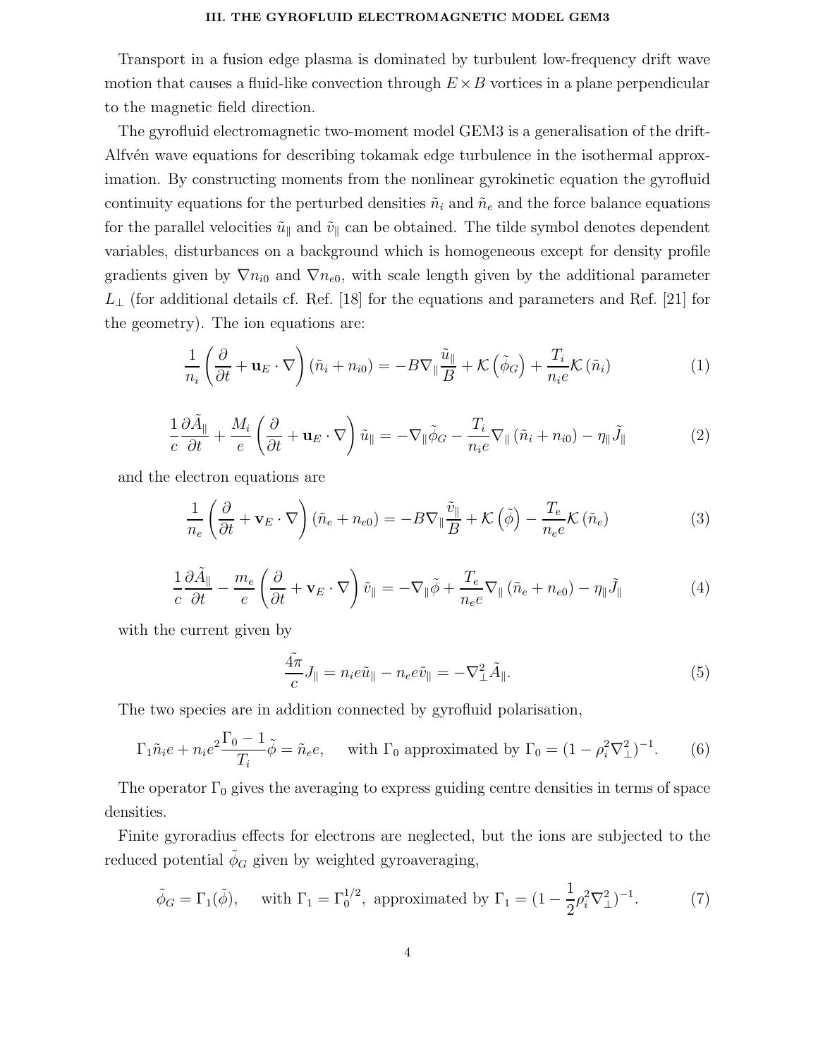## III. THE GYROFLUID ELECTROMAGNETIC MODEL GEM3

Transport in a fusion edge plasma is dominated by turbulent low-frequency drift wave motion that causes a fluid-like convection through $E \times B$ vortices in a plane perpendicular to the magnetic field direction.

The gyrofluid electromagnetic two-moment model GEM3 is a generalisation of the drift-Alfvén wave equations for describing tokamak edge turbulence in the isothermal approximation. By constructing moments from the nonlinear gyrokinetic equation the gyrofluid continuity equations for the perturbed densities $\tilde{n}_i$ and $\tilde{n}_e$ and the force balance equations for the parallel velocities $\tilde{u}_\parallel$ and $\tilde{v}_\parallel$ can be obtained. The tilde symbol denotes dependent variables, disturbances on a background which is homogeneous except for density profile gradients given by $\nabla n_{i0}$ and $\nabla n_{e0}$, with scale length given by the additional parameter $L_\perp$ (for additional details cf. Ref. [18] for the equations and parameters and Ref. [21] for the geometry). The ion equations are:

$$\frac{1}{n_i}\left(\frac{\partial}{\partial t} + \mathbf{u}_E \cdot \nabla\right)(\tilde{n}_i + n_{i0}) = -B\nabla_\parallel \frac{\tilde{u}_\parallel}{B} + \mathcal{K}\left(\tilde{\phi}_G\right) + \frac{T_i}{n_i e}\mathcal{K}\left(\tilde{n}_i\right) \tag{1}$$

$$\frac{1}{c}\frac{\partial \tilde{A}_\parallel}{\partial t} + \frac{M_i}{e}\left(\frac{\partial}{\partial t} + \mathbf{u}_E \cdot \nabla\right)\tilde{u}_\parallel = -\nabla_\parallel \tilde{\phi}_G - \frac{T_i}{n_i e}\nabla_\parallel (\tilde{n}_i + n_{i0}) - \eta_\parallel \tilde{J}_\parallel \tag{2}$$

and the electron equations are

$$\frac{1}{n_e}\left(\frac{\partial}{\partial t} + \mathbf{v}_E \cdot \nabla\right)(\tilde{n}_e + n_{e0}) = -B\nabla_\parallel \frac{\tilde{v}_\parallel}{B} + \mathcal{K}\left(\tilde{\phi}\right) - \frac{T_e}{n_e e}\mathcal{K}\left(\tilde{n}_e\right) \tag{3}$$

$$\frac{1}{c}\frac{\partial \tilde{A}_\parallel}{\partial t} - \frac{m_e}{e}\left(\frac{\partial}{\partial t} + \mathbf{v}_E \cdot \nabla\right)\tilde{v}_\parallel = -\nabla_\parallel \tilde{\phi} + \frac{T_e}{n_e e}\nabla_\parallel (\tilde{n}_e + n_{e0}) - \eta_\parallel \tilde{J}_\parallel \tag{4}$$

with the current given by

$$\frac{4\pi}{c}\tilde{J}_\parallel = n_i e \tilde{u}_\parallel - n_e e \tilde{v}_\parallel = -\nabla_\perp^2 \tilde{A}_\parallel. \tag{5}$$

The two species are in addition connected by gyrofluid polarisation,

$$\Gamma_1 \tilde{n}_i e + n_i e^2 \frac{\Gamma_0 - 1}{T_i}\tilde{\phi} = \tilde{n}_e e, \quad \text{with } \Gamma_0 \text{ approximated by } \Gamma_0 = (1 - \rho_i^2 \nabla_\perp^2)^{-1}. \tag{6}$$

The operator $\Gamma_0$ gives the averaging to express guiding centre densities in terms of space densities.

Finite gyroradius effects for electrons are neglected, but the ions are subjected to the reduced potential $\tilde{\phi}_G$ given by weighted gyroaveraging,

$$\tilde{\phi}_G = \Gamma_1(\tilde{\phi}), \quad \text{with } \Gamma_1 = \Gamma_0^{1/2}, \text{ approximated by } \Gamma_1 = (1 - \frac{1}{2}\rho_i^2 \nabla_\perp^2)^{-1}. \tag{7}$$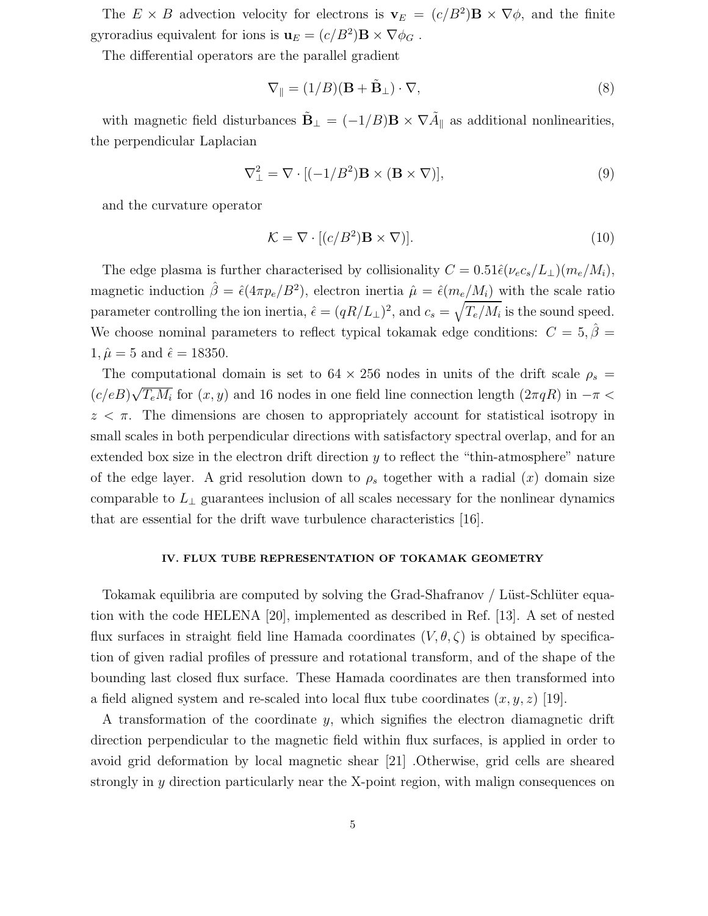The $E \times B$ advection velocity for electrons is $\mathbf{v}_E = (c/B^2)\mathbf{B} \times \nabla\phi$, and the finite gyroradius equivalent for ions is $\mathbf{u}_E = (c/B^2)\mathbf{B} \times \nabla\phi_G$ .

The differential operators are the parallel gradient

$$\nabla_\parallel = (1/B)(\mathbf{B} + \tilde{\mathbf{B}}_\perp) \cdot \nabla, \tag{8}$$

with magnetic field disturbances $\tilde{\mathbf{B}}_\perp = (-1/B)\mathbf{B} \times \nabla \tilde{A}_\parallel$ as additional nonlinearities, the perpendicular Laplacian

$$\nabla_\perp^2 = \nabla \cdot [(-1/B^2)\mathbf{B} \times (\mathbf{B} \times \nabla)], \tag{9}$$

and the curvature operator

$$\mathcal{K} = \nabla \cdot [(c/B^2)\mathbf{B} \times \nabla)]. \tag{10}$$

The edge plasma is further characterised by collisionality $C = 0.51\hat{\epsilon}(\nu_e c_s/L_\perp)(m_e/M_i)$, magnetic induction $\hat{\beta} = \hat{\epsilon}(4\pi p_e/B^2)$, electron inertia $\hat{\mu} = \hat{\epsilon}(m_e/M_i)$ with the scale ratio parameter controlling the ion inertia, $\hat{\epsilon} = (qR/L_\perp)^2$, and $c_s = \sqrt{T_e/M_i}$ is the sound speed. We choose nominal parameters to reflect typical tokamak edge conditions: $C = 5, \hat{\beta} = 1, \hat{\mu} = 5$ and $\hat{\epsilon} = 18350$.

The computational domain is set to $64 \times 256$ nodes in units of the drift scale $\rho_s = (c/eB)\sqrt{T_e M_i}$ for $(x, y)$ and 16 nodes in one field line connection length $(2\pi qR)$ in $-\pi < z < \pi$. The dimensions are chosen to appropriately account for statistical isotropy in small scales in both perpendicular directions with satisfactory spectral overlap, and for an extended box size in the electron drift direction $y$ to reflect the "thin-atmosphere" nature of the edge layer. A grid resolution down to $\rho_s$ together with a radial $(x)$ domain size comparable to $L_\perp$ guarantees inclusion of all scales necessary for the nonlinear dynamics that are essential for the drift wave turbulence characteristics [16].

## IV. FLUX TUBE REPRESENTATION OF TOKAMAK GEOMETRY

Tokamak equilibria are computed by solving the Grad-Shafranov / Lüst-Schlüter equation with the code HELENA [20], implemented as described in Ref. [13]. A set of nested flux surfaces in straight field line Hamada coordinates $(V, \theta, \zeta)$ is obtained by specification of given radial profiles of pressure and rotational transform, and of the shape of the bounding last closed flux surface. These Hamada coordinates are then transformed into a field aligned system and re-scaled into local flux tube coordinates $(x, y, z)$ [19].

A transformation of the coordinate $y$, which signifies the electron diamagnetic drift direction perpendicular to the magnetic field within flux surfaces, is applied in order to avoid grid deformation by local magnetic shear [21] .Otherwise, grid cells are sheared strongly in $y$ direction particularly near the X-point region, with malign consequences on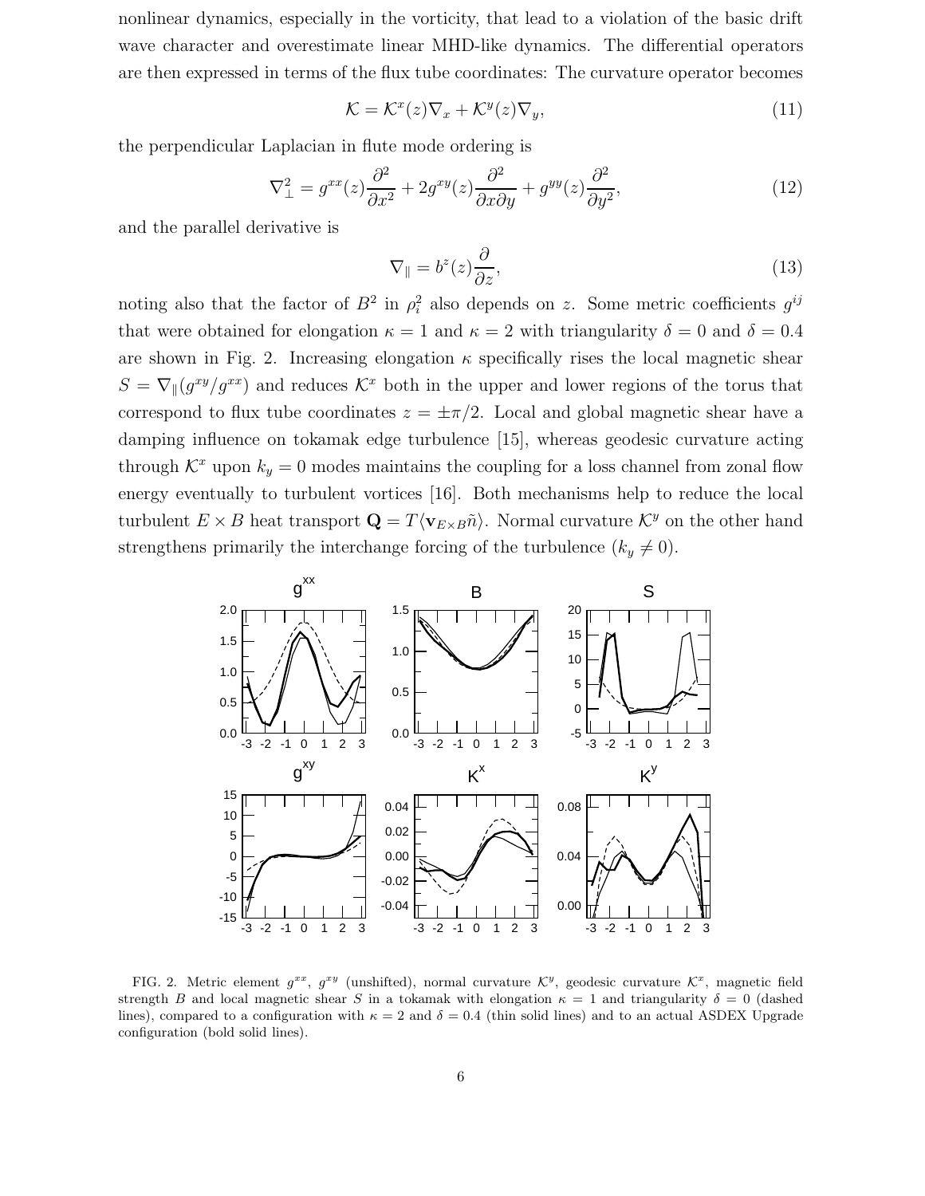nonlinear dynamics, especially in the vorticity, that lead to a violation of the basic drift wave character and overestimate linear MHD-like dynamics. The differential operators are then expressed in terms of the flux tube coordinates: The curvature operator becomes

$$\mathcal{K} = \mathcal{K}^x(z)\nabla_x + \mathcal{K}^y(z)\nabla_y, \tag{11}$$

the perpendicular Laplacian in flute mode ordering is

$$\nabla_\perp^2 = g^{xx}(z)\frac{\partial^2}{\partial x^2} + 2g^{xy}(z)\frac{\partial^2}{\partial x \partial y} + g^{yy}(z)\frac{\partial^2}{\partial y^2}, \tag{12}$$

and the parallel derivative is

$$\nabla_\parallel = b^z(z)\frac{\partial}{\partial z}, \tag{13}$$

noting also that the factor of $B^2$ in $\rho_i^2$ also depends on $z$. Some metric coefficients $g^{ij}$ that were obtained for elongation $\kappa = 1$ and $\kappa = 2$ with triangularity $\delta = 0$ and $\delta = 0.4$ are shown in Fig. 2. Increasing elongation $\kappa$ specifically rises the local magnetic shear $S = \nabla_\parallel(g^{xy}/g^{xx})$ and reduces $\mathcal{K}^x$ both in the upper and lower regions of the torus that correspond to flux tube coordinates $z = \pm\pi/2$. Local and global magnetic shear have a damping influence on tokamak edge turbulence [15], whereas geodesic curvature acting through $\mathcal{K}^x$ upon $k_y = 0$ modes maintains the coupling for a loss channel from zonal flow energy eventually to turbulent vortices [16]. Both mechanisms help to reduce the local turbulent $E \times B$ heat transport $\mathbf{Q} = T\langle \mathbf{v}_{E\times B}\tilde{n}\rangle$. Normal curvature $\mathcal{K}^y$ on the other hand strengthens primarily the interchange forcing of the turbulence ($k_y \neq 0$).

FIG. 2. Metric element $g^{xx}$, $g^{xy}$ (unshifted), normal curvature $\mathcal{K}^y$, geodesic curvature $\mathcal{K}^x$, magnetic field strength $B$ and local magnetic shear $S$ in a tokamak with elongation $\kappa = 1$ and triangularity $\delta = 0$ (dashed lines), compared to a configuration with $\kappa = 2$ and $\delta = 0.4$ (thin solid lines) and to an actual ASDEX Upgrade configuration (bold solid lines).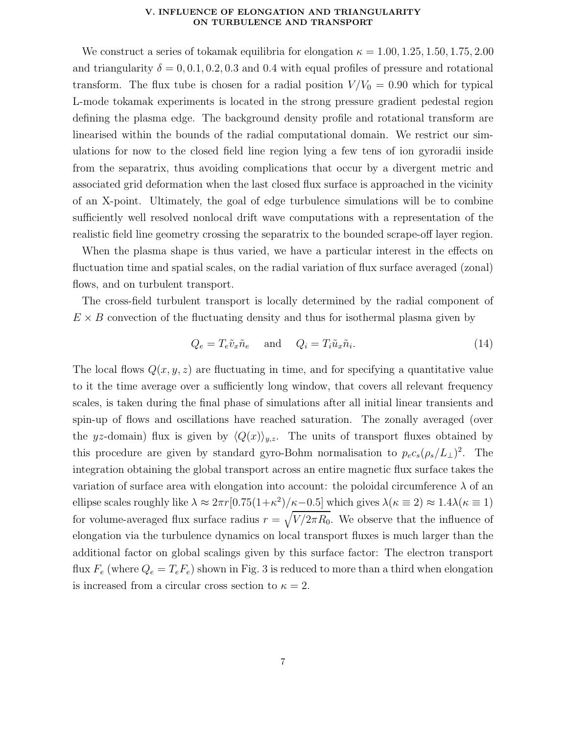## V. INFLUENCE OF ELONGATION AND TRIANGULARITY ON TURBULENCE AND TRANSPORT

We construct a series of tokamak equilibria for elongation $\kappa = 1.00, 1.25, 1.50, 1.75, 2.00$ and triangularity $\delta = 0, 0.1, 0.2, 0.3$ and $0.4$ with equal profiles of pressure and rotational transform. The flux tube is chosen for a radial position $V/V_0 = 0.90$ which for typical L-mode tokamak experiments is located in the strong pressure gradient pedestal region defining the plasma edge. The background density profile and rotational transform are linearised within the bounds of the radial computational domain. We restrict our simulations for now to the closed field line region lying a few tens of ion gyroradii inside from the separatrix, thus avoiding complications that occur by a divergent metric and associated grid deformation when the last closed flux surface is approached in the vicinity of an X-point. Ultimately, the goal of edge turbulence simulations will be to combine sufficiently well resolved nonlocal drift wave computations with a representation of the realistic field line geometry crossing the separatrix to the bounded scrape-off layer region.

When the plasma shape is thus varied, we have a particular interest in the effects on fluctuation time and spatial scales, on the radial variation of flux surface averaged (zonal) flows, and on turbulent transport.

The cross-field turbulent transport is locally determined by the radial component of $E \times B$ convection of the fluctuating density and thus for isothermal plasma given by

$$Q_e = T_e \tilde{v}_x \tilde{n}_e \quad \text{and} \quad Q_i = T_i \tilde{u}_x \tilde{n}_i. \tag{14}$$

The local flows $Q(x, y, z)$ are fluctuating in time, and for specifying a quantitative value to it the time average over a sufficiently long window, that covers all relevant frequency scales, is taken during the final phase of simulations after all initial linear transients and spin-up of flows and oscillations have reached saturation. The zonally averaged (over the $yz$-domain) flux is given by $\langle Q(x) \rangle_{y,z}$. The units of transport fluxes obtained by this procedure are given by standard gyro-Bohm normalisation to $p_e c_s (\rho_s / L_\perp)^2$. The integration obtaining the global transport across an entire magnetic flux surface takes the variation of surface area with elongation into account: the poloidal circumference $\lambda$ of an ellipse scales roughly like $\lambda \approx 2\pi r [0.75(1+\kappa^2)/\kappa - 0.5]$ which gives $\lambda(\kappa \equiv 2) \approx 1.4 \lambda(\kappa \equiv 1)$ for volume-averaged flux surface radius $r = \sqrt{V/2\pi R_0}$. We observe that the influence of elongation via the turbulence dynamics on local transport fluxes is much larger than the additional factor on global scalings given by this surface factor: The electron transport flux $F_e$ (where $Q_e = T_e F_e$) shown in Fig. 3 is reduced to more than a third when elongation is increased from a circular cross section to $\kappa = 2$.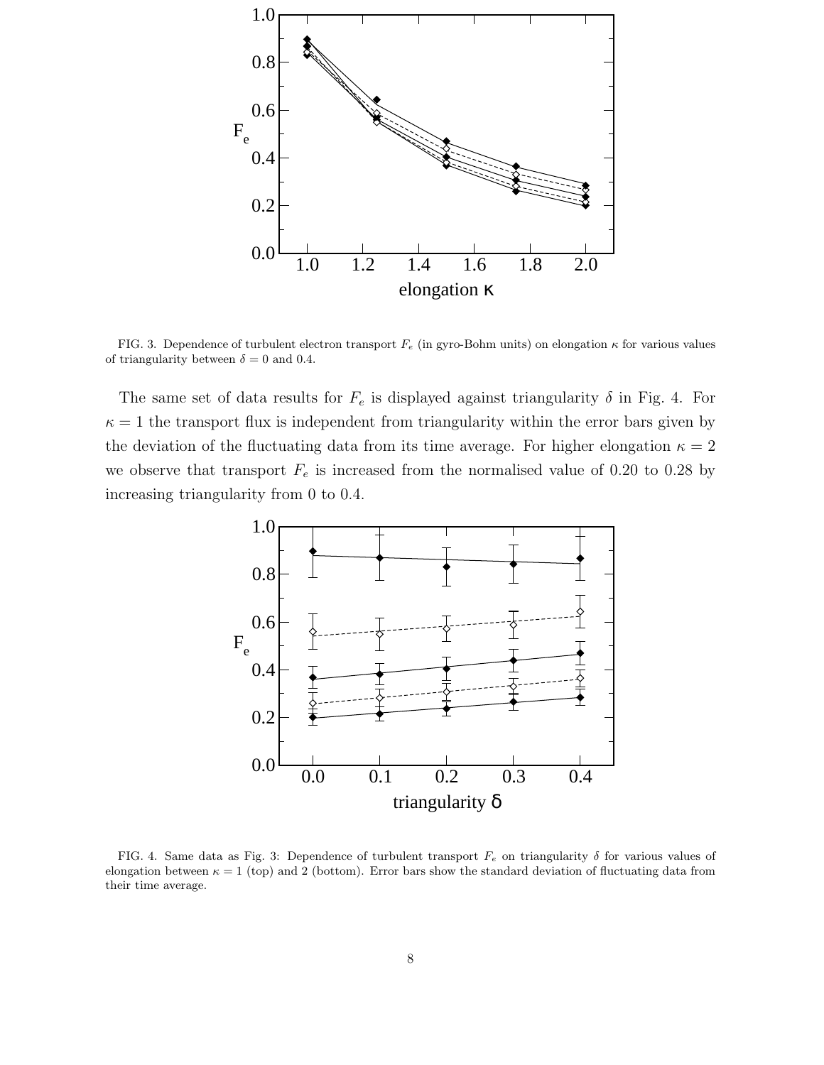FIG. 3. Dependence of turbulent electron transport $F_e$ (in gyro-Bohm units) on elongation $\kappa$ for various values of triangularity between $\delta = 0$ and 0.4.

The same set of data results for $F_e$ is displayed against triangularity $\delta$ in Fig. 4. For $\kappa = 1$ the transport flux is independent from triangularity within the error bars given by the deviation of the fluctuating data from its time average. For higher elongation $\kappa = 2$ we observe that transport $F_e$ is increased from the normalised value of 0.20 to 0.28 by increasing triangularity from 0 to 0.4.

FIG. 4. Same data as Fig. 3: Dependence of turbulent transport $F_e$ on triangularity $\delta$ for various values of elongation between $\kappa = 1$ (top) and 2 (bottom). Error bars show the standard deviation of fluctuating data from their time average.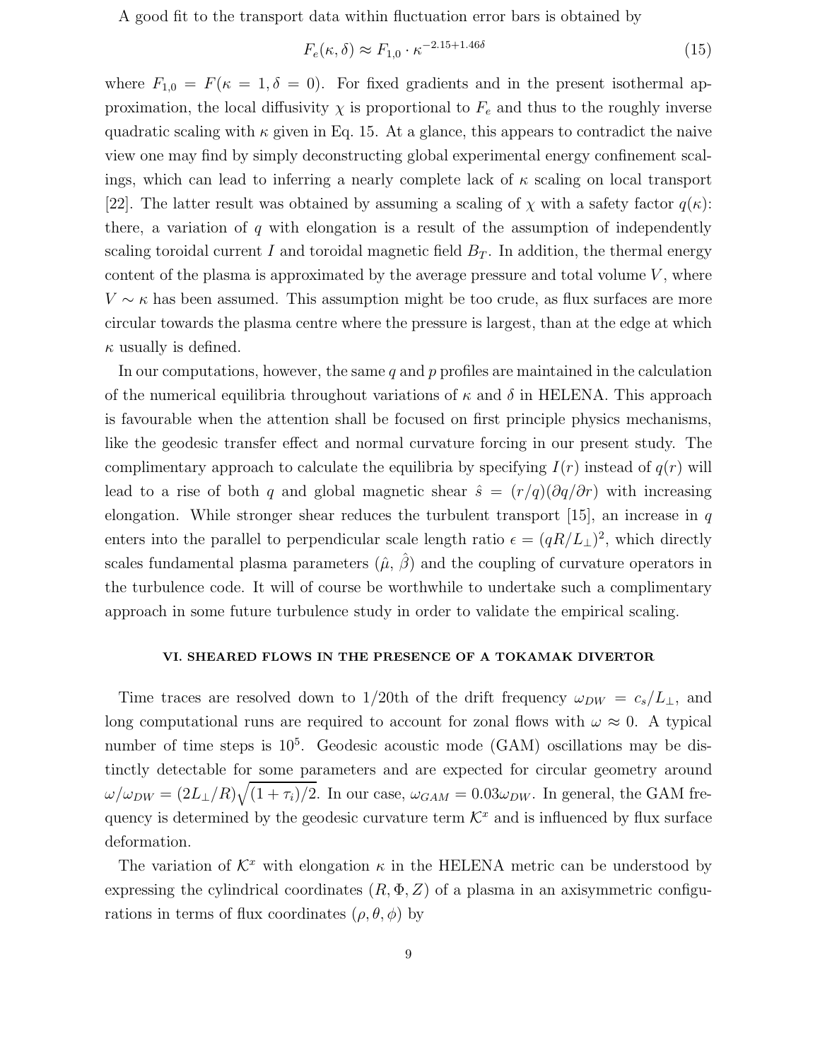A good fit to the transport data within fluctuation error bars is obtained by

$$F_e(\kappa, \delta) \approx F_{1,0} \cdot \kappa^{-2.15+1.46\delta} \tag{15}$$

where $F_{1,0} = F(\kappa = 1, \delta = 0)$. For fixed gradients and in the present isothermal approximation, the local diffusivity $\chi$ is proportional to $F_e$ and thus to the roughly inverse quadratic scaling with $\kappa$ given in Eq. 15. At a glance, this appears to contradict the naive view one may find by simply deconstructing global experimental energy confinement scalings, which can lead to inferring a nearly complete lack of $\kappa$ scaling on local transport [22]. The latter result was obtained by assuming a scaling of $\chi$ with a safety factor $q(\kappa)$: there, a variation of $q$ with elongation is a result of the assumption of independently scaling toroidal current $I$ and toroidal magnetic field $B_T$. In addition, the thermal energy content of the plasma is approximated by the average pressure and total volume $V$, where $V \sim \kappa$ has been assumed. This assumption might be too crude, as flux surfaces are more circular towards the plasma centre where the pressure is largest, than at the edge at which $\kappa$ usually is defined.

In our computations, however, the same $q$ and $p$ profiles are maintained in the calculation of the numerical equilibria throughout variations of $\kappa$ and $\delta$ in HELENA. This approach is favourable when the attention shall be focused on first principle physics mechanisms, like the geodesic transfer effect and normal curvature forcing in our present study. The complimentary approach to calculate the equilibria by specifying $I(r)$ instead of $q(r)$ will lead to a rise of both $q$ and global magnetic shear $\hat{s} = (r/q)(\partial q/\partial r)$ with increasing elongation. While stronger shear reduces the turbulent transport [15], an increase in $q$ enters into the parallel to perpendicular scale length ratio $\epsilon = (qR/L_\perp)^2$, which directly scales fundamental plasma parameters ($\hat{\mu}$, $\hat{\beta}$) and the coupling of curvature operators in the turbulence code. It will of course be worthwhile to undertake such a complimentary approach in some future turbulence study in order to validate the empirical scaling.

## VI. SHEARED FLOWS IN THE PRESENCE OF A TOKAMAK DIVERTOR

Time traces are resolved down to 1/20th of the drift frequency $\omega_{DW} = c_s/L_\perp$, and long computational runs are required to account for zonal flows with $\omega \approx 0$. A typical number of time steps is $10^5$. Geodesic acoustic mode (GAM) oscillations may be distinctly detectable for some parameters and are expected for circular geometry around $\omega/\omega_{DW} = (2L_\perp/R)\sqrt{(1+\tau_i)/2}$. In our case, $\omega_{GAM} = 0.03\omega_{DW}$. In general, the GAM frequency is determined by the geodesic curvature term $\mathcal{K}^x$ and is influenced by flux surface deformation.

The variation of $\mathcal{K}^x$ with elongation $\kappa$ in the HELENA metric can be understood by expressing the cylindrical coordinates $(R, \Phi, Z)$ of a plasma in an axisymmetric configurations in terms of flux coordinates $(\rho, \theta, \phi)$ by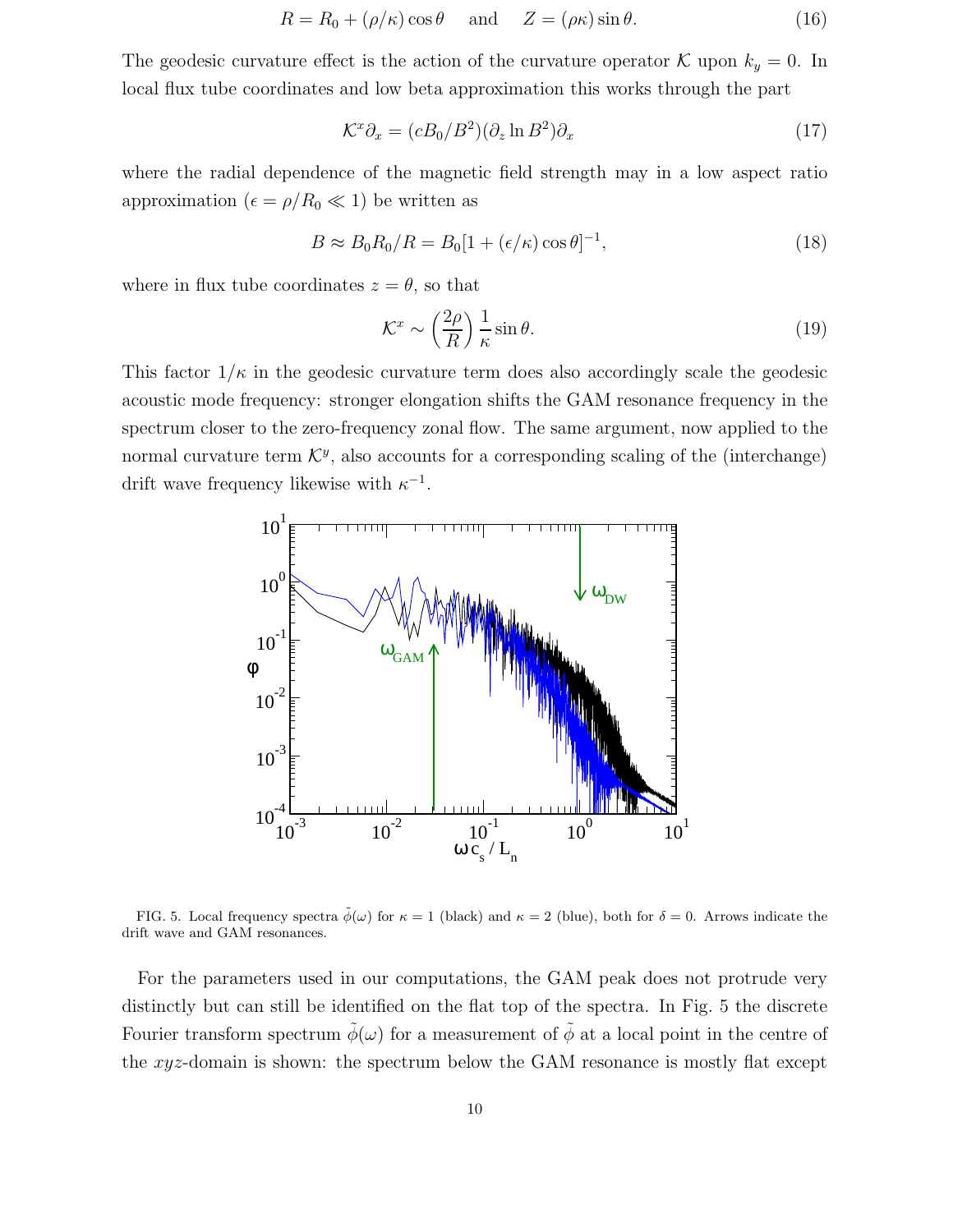$$R = R_0 + (\rho/\kappa)\cos\theta \quad \text{and} \quad Z = (\rho\kappa)\sin\theta. \tag{16}$$

The geodesic curvature effect is the action of the curvature operator $\mathcal{K}$ upon $k_y = 0$. In local flux tube coordinates and low beta approximation this works through the part

$$\mathcal{K}^x \partial_x = (cB_0/B^2)(\partial_z \ln B^2)\partial_x \tag{17}$$

where the radial dependence of the magnetic field strength may in a low aspect ratio approximation ($\epsilon = \rho/R_0 \ll 1$) be written as

$$B \approx B_0 R_0/R = B_0[1 + (\epsilon/\kappa)\cos\theta]^{-1}, \tag{18}$$

where in flux tube coordinates $z = \theta$, so that

$$\mathcal{K}^x \sim \left(\frac{2\rho}{R}\right)\frac{1}{\kappa}\sin\theta. \tag{19}$$

This factor $1/\kappa$ in the geodesic curvature term does also accordingly scale the geodesic acoustic mode frequency: stronger elongation shifts the GAM resonance frequency in the spectrum closer to the zero-frequency zonal flow. The same argument, now applied to the normal curvature term $\mathcal{K}^y$, also accounts for a corresponding scaling of the (interchange) drift wave frequency likewise with $\kappa^{-1}$.

FIG. 5. Local frequency spectra $\tilde{\phi}(\omega)$ for $\kappa = 1$ (black) and $\kappa = 2$ (blue), both for $\delta = 0$. Arrows indicate the drift wave and GAM resonances.

For the parameters used in our computations, the GAM peak does not protrude very distinctly but can still be identified on the flat top of the spectra. In Fig. 5 the discrete Fourier transform spectrum $\tilde{\phi}(\omega)$ for a measurement of $\tilde{\phi}$ at a local point in the centre of the $xyz$-domain is shown: the spectrum below the GAM resonance is mostly flat except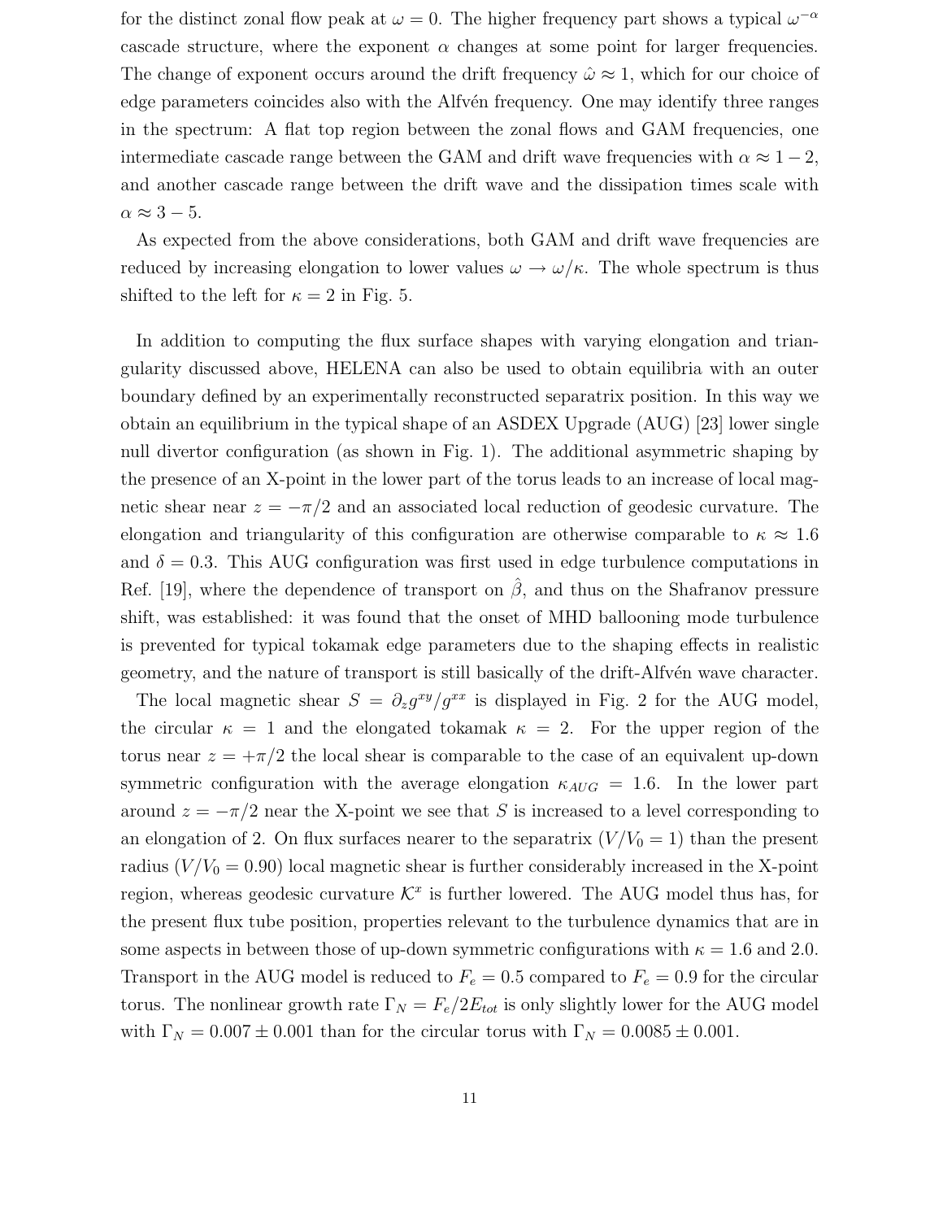for the distinct zonal flow peak at $\omega = 0$. The higher frequency part shows a typical $\omega^{-\alpha}$ cascade structure, where the exponent $\alpha$ changes at some point for larger frequencies. The change of exponent occurs around the drift frequency $\hat{\omega} \approx 1$, which for our choice of edge parameters coincides also with the Alfvén frequency. One may identify three ranges in the spectrum: A flat top region between the zonal flows and GAM frequencies, one intermediate cascade range between the GAM and drift wave frequencies with $\alpha \approx 1-2$, and another cascade range between the drift wave and the dissipation times scale with $\alpha \approx 3-5$.

As expected from the above considerations, both GAM and drift wave frequencies are reduced by increasing elongation to lower values $\omega \to \omega/\kappa$. The whole spectrum is thus shifted to the left for $\kappa = 2$ in Fig. 5.

In addition to computing the flux surface shapes with varying elongation and triangularity discussed above, HELENA can also be used to obtain equilibria with an outer boundary defined by an experimentally reconstructed separatrix position. In this way we obtain an equilibrium in the typical shape of an ASDEX Upgrade (AUG) [23] lower single null divertor configuration (as shown in Fig. 1). The additional asymmetric shaping by the presence of an X-point in the lower part of the torus leads to an increase of local magnetic shear near $z = -\pi/2$ and an associated local reduction of geodesic curvature. The elongation and triangularity of this configuration are otherwise comparable to $\kappa \approx 1.6$ and $\delta = 0.3$. This AUG configuration was first used in edge turbulence computations in Ref. [19], where the dependence of transport on $\hat{\beta}$, and thus on the Shafranov pressure shift, was established: it was found that the onset of MHD ballooning mode turbulence is prevented for typical tokamak edge parameters due to the shaping effects in realistic geometry, and the nature of transport is still basically of the drift-Alfvén wave character.

The local magnetic shear $S = \partial_z g^{xy}/g^{xx}$ is displayed in Fig. 2 for the AUG model, the circular $\kappa = 1$ and the elongated tokamak $\kappa = 2$. For the upper region of the torus near $z = +\pi/2$ the local shear is comparable to the case of an equivalent up-down symmetric configuration with the average elongation $\kappa_{AUG} = 1.6$. In the lower part around $z = -\pi/2$ near the X-point we see that $S$ is increased to a level corresponding to an elongation of 2. On flux surfaces nearer to the separatrix ($V/V_0 = 1$) than the present radius ($V/V_0 = 0.90$) local magnetic shear is further considerably increased in the X-point region, whereas geodesic curvature $\mathcal{K}^x$ is further lowered. The AUG model thus has, for the present flux tube position, properties relevant to the turbulence dynamics that are in some aspects in between those of up-down symmetric configurations with $\kappa = 1.6$ and 2.0. Transport in the AUG model is reduced to $F_e = 0.5$ compared to $F_e = 0.9$ for the circular torus. The nonlinear growth rate $\Gamma_N = F_e/2E_{tot}$ is only slightly lower for the AUG model with $\Gamma_N = 0.007 \pm 0.001$ than for the circular torus with $\Gamma_N = 0.0085 \pm 0.001$.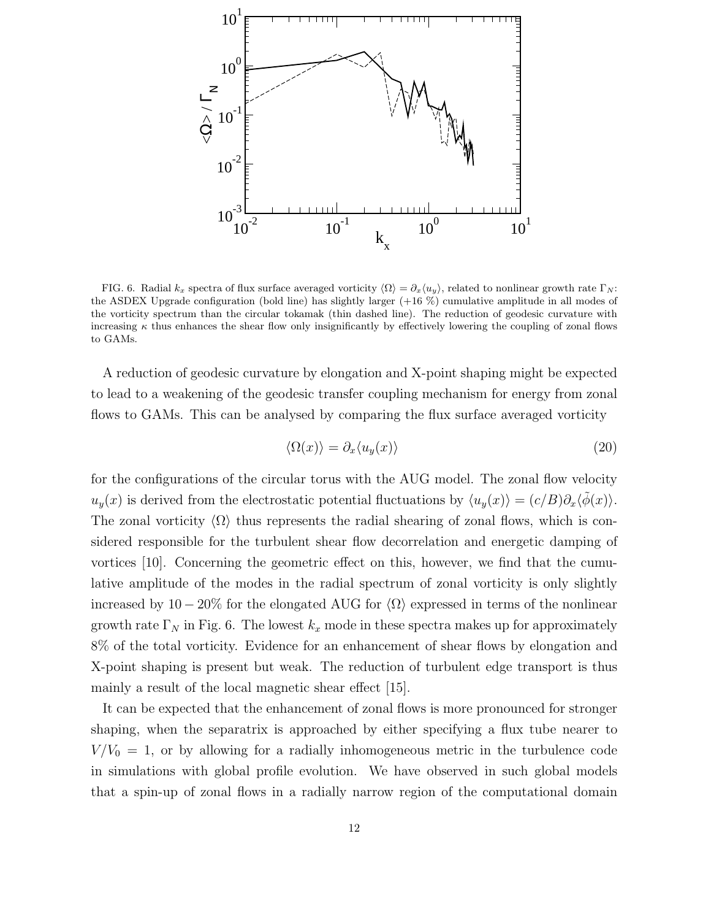FIG. 6. Radial $k_x$ spectra of flux surface averaged vorticity $\langle\Omega\rangle = \partial_x \langle u_y \rangle$, related to nonlinear growth rate $\Gamma_N$: the ASDEX Upgrade configuration (bold line) has slightly larger (+16 %) cumulative amplitude in all modes of the vorticity spectrum than the circular tokamak (thin dashed line). The reduction of geodesic curvature with increasing $\kappa$ thus enhances the shear flow only insignificantly by effectively lowering the coupling of zonal flows to GAMs.

A reduction of geodesic curvature by elongation and X-point shaping might be expected to lead to a weakening of the geodesic transfer coupling mechanism for energy from zonal flows to GAMs. This can be analysed by comparing the flux surface averaged vorticity

$$\langle\Omega(x)\rangle = \partial_x \langle u_y(x)\rangle \tag{20}$$

for the configurations of the circular torus with the AUG model. The zonal flow velocity $u_y(x)$ is derived from the electrostatic potential fluctuations by $\langle u_y(x)\rangle = (c/B)\partial_x \langle\tilde{\phi}(x)\rangle$. The zonal vorticity $\langle\Omega\rangle$ thus represents the radial shearing of zonal flows, which is considered responsible for the turbulent shear flow decorrelation and energetic damping of vortices [10]. Concerning the geometric effect on this, however, we find that the cumulative amplitude of the modes in the radial spectrum of zonal vorticity is only slightly increased by $10-20\%$ for the elongated AUG for $\langle\Omega\rangle$ expressed in terms of the nonlinear growth rate $\Gamma_N$ in Fig. 6. The lowest $k_x$ mode in these spectra makes up for approximately 8% of the total vorticity. Evidence for an enhancement of shear flows by elongation and X-point shaping is present but weak. The reduction of turbulent edge transport is thus mainly a result of the local magnetic shear effect [15].

It can be expected that the enhancement of zonal flows is more pronounced for stronger shaping, when the separatrix is approached by either specifying a flux tube nearer to $V/V_0 = 1$, or by allowing for a radially inhomogeneous metric in the turbulence code in simulations with global profile evolution. We have observed in such global models that a spin-up of zonal flows in a radially narrow region of the computational domain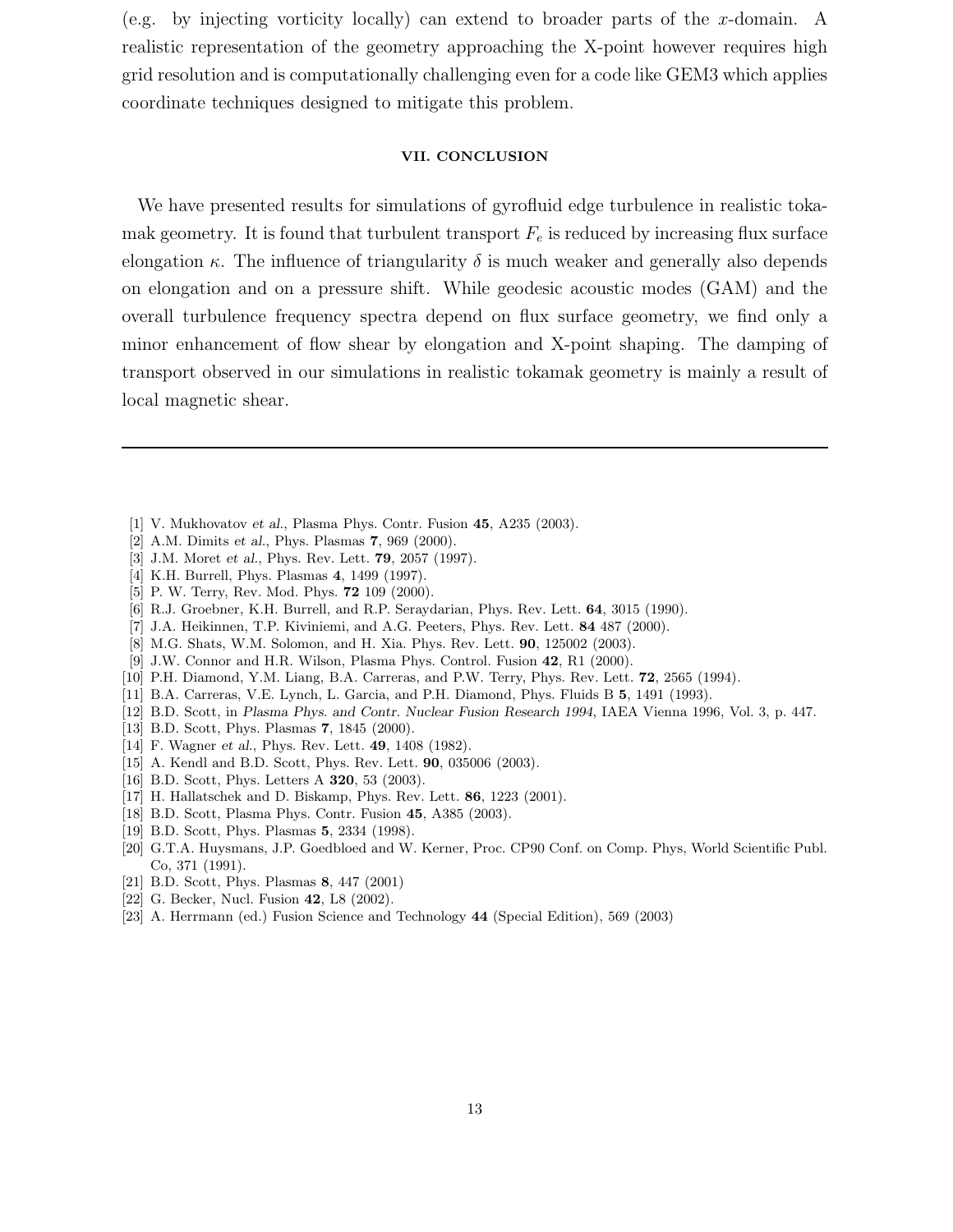(e.g. by injecting vorticity locally) can extend to broader parts of the $x$-domain. A realistic representation of the geometry approaching the X-point however requires high grid resolution and is computationally challenging even for a code like GEM3 which applies coordinate techniques designed to mitigate this problem.

## VII. CONCLUSION

We have presented results for simulations of gyrofluid edge turbulence in realistic tokamak geometry. It is found that turbulent transport $F_e$ is reduced by increasing flux surface elongation $\kappa$. The influence of triangularity $\delta$ is much weaker and generally also depends on elongation and on a pressure shift. While geodesic acoustic modes (GAM) and the overall turbulence frequency spectra depend on flux surface geometry, we find only a minor enhancement of flow shear by elongation and X-point shaping. The damping of transport observed in our simulations in realistic tokamak geometry is mainly a result of local magnetic shear.

---

[1] V. Mukhovatov *et al.*, Plasma Phys. Contr. Fusion **45**, A235 (2003).
[2] A.M. Dimits *et al.*, Phys. Plasmas **7**, 969 (2000).
[3] J.M. Moret *et al.*, Phys. Rev. Lett. **79**, 2057 (1997).
[4] K.H. Burrell, Phys. Plasmas **4**, 1499 (1997).
[5] P. W. Terry, Rev. Mod. Phys. **72** 109 (2000).
[6] R.J. Groebner, K.H. Burrell, and R.P. Seraydarian, Phys. Rev. Lett. **64**, 3015 (1990).
[7] J.A. Heikinnen, T.P. Kiviniemi, and A.G. Peeters, Phys. Rev. Lett. **84** 487 (2000).
[8] M.G. Shats, W.M. Solomon, and H. Xia. Phys. Rev. Lett. **90**, 125002 (2003).
[9] J.W. Connor and H.R. Wilson, Plasma Phys. Control. Fusion **42**, R1 (2000).
[10] P.H. Diamond, Y.M. Liang, B.A. Carreras, and P.W. Terry, Phys. Rev. Lett. **72**, 2565 (1994).
[11] B.A. Carreras, V.E. Lynch, L. Garcia, and P.H. Diamond, Phys. Fluids B **5**, 1491 (1993).
[12] B.D. Scott, in *Plasma Phys. and Contr. Nuclear Fusion Research 1994*, IAEA Vienna 1996, Vol. 3, p. 447.
[13] B.D. Scott, Phys. Plasmas **7**, 1845 (2000).
[14] F. Wagner *et al.*, Phys. Rev. Lett. **49**, 1408 (1982).
[15] A. Kendl and B.D. Scott, Phys. Rev. Lett. **90**, 035006 (2003).
[16] B.D. Scott, Phys. Letters A **320**, 53 (2003).
[17] H. Hallatschek and D. Biskamp, Phys. Rev. Lett. **86**, 1223 (2001).
[18] B.D. Scott, Plasma Phys. Contr. Fusion **45**, A385 (2003).
[19] B.D. Scott, Phys. Plasmas **5**, 2334 (1998).
[20] G.T.A. Huysmans, J.P. Goedbloed and W. Kerner, Proc. CP90 Conf. on Comp. Phys, World Scientific Publ. Co, 371 (1991).
[21] B.D. Scott, Phys. Plasmas **8**, 447 (2001)
[22] G. Becker, Nucl. Fusion **42**, L8 (2002).
[23] A. Herrmann (ed.) Fusion Science and Technology **44** (Special Edition), 569 (2003)